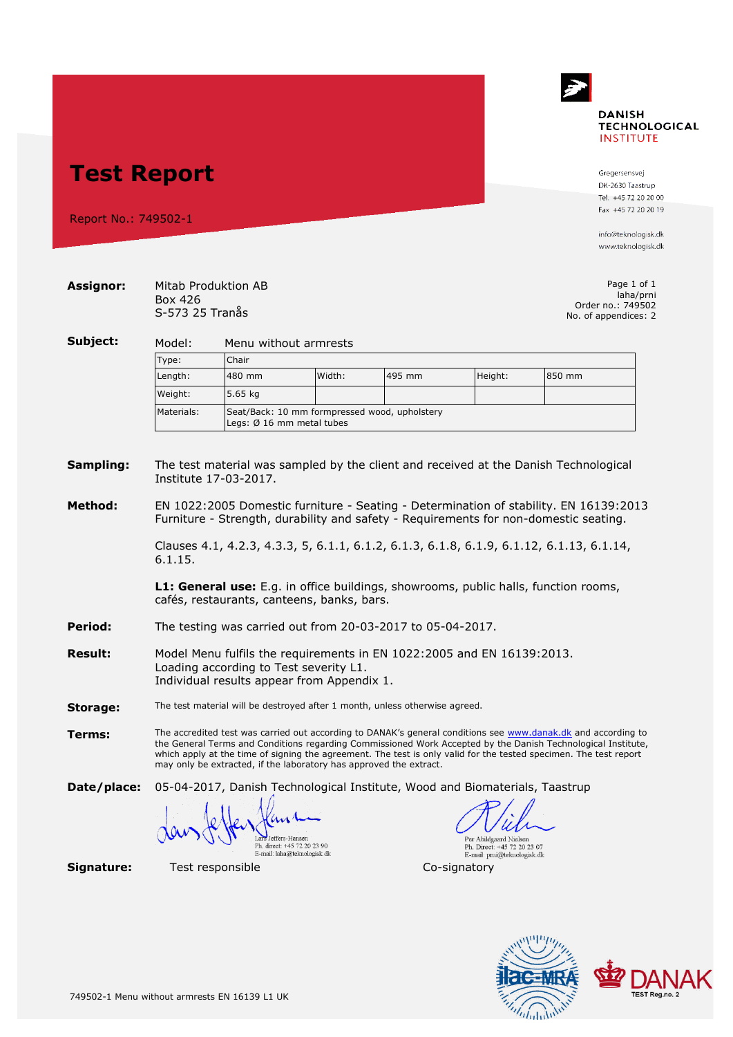# Test Report

Report No.: 749502-1

**DANISH TECHNOLOGICAL INSTITUTE**

Gregersensvej
DK-2630 Taastrup
Tel. +45 72 20 20 00
Fax +45 72 20 20 19

info@teknologisk.dk
www.teknologisk.dk

**Assignor:** Mitab Produktion AB
Box 426
S-573 25 Tranås

Page 1 of 1
laha/prni
Order no.: 749502
No. of appendices: 2

**Subject:** Model: Menu without armrests

| Type: | Chair | | | | |
|---|---|---|---|---|---|
| Length: | 480 mm | Width: | 495 mm | Height: | 850 mm |
| Weight: | 5.65 kg | | | | |
| Materials: | Seat/Back: 10 mm formpressed wood, upholstery<br>Legs: Ø 16 mm metal tubes | | | | |

**Sampling:** The test material was sampled by the client and received at the Danish Technological Institute 17-03-2017.

**Method:** EN 1022:2005 Domestic furniture - Seating - Determination of stability. EN 16139:2013 Furniture - Strength, durability and safety - Requirements for non-domestic seating.

Clauses 4.1, 4.2.3, 4.3.3, 5, 6.1.1, 6.1.2, 6.1.3, 6.1.8, 6.1.9, 6.1.12, 6.1.13, 6.1.14, 6.1.15.

**L1: General use:** E.g. in office buildings, showrooms, public halls, function rooms, cafés, restaurants, canteens, banks, bars.

**Period:** The testing was carried out from 20-03-2017 to 05-04-2017.

**Result:** Model Menu fulfils the requirements in EN 1022:2005 and EN 16139:2013.
Loading according to Test severity L1.
Individual results appear from Appendix 1.

**Storage:** The test material will be destroyed after 1 month, unless otherwise agreed.

**Terms:** The accredited test was carried out according to DANAK's general conditions see www.danak.dk and according to the General Terms and Conditions regarding Commissioned Work Accepted by the Danish Technological Institute, which apply at the time of signing the agreement. The test is only valid for the tested specimen. The test report may only be extracted, if the laboratory has approved the extract.

**Date/place:** 05-04-2017, Danish Technological Institute, Wood and Biomaterials, Taastrup

Lars Jeffers-Hansen
Ph. direct: +45 72 20 23 90
E-mail: laha@teknologisk.dk

Per Abildgaard Nielsen
Ph. Direct: +45 72 20 23 07
E-mail: prni@teknologisk.dk

**Signature:** Test responsible Co-signatory

DANAK TEST Reg.no. 2

749502-1 Menu without armrests EN 16139 L1 UK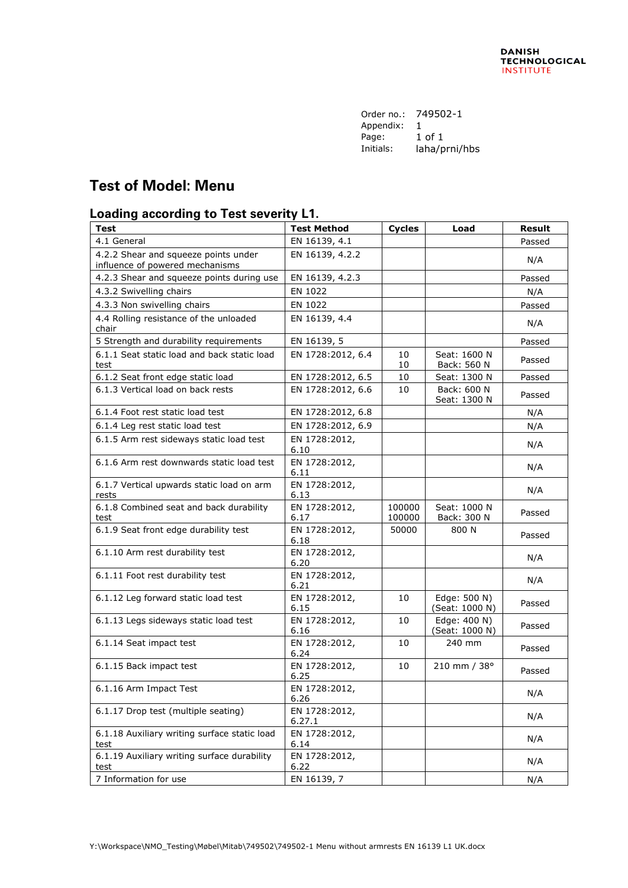Order no.: 749502-1
Appendix: 1
Page: 1 of 1
Initials: laha/prni/hbs

## Test of Model: Menu

### Loading according to Test severity L1.

| Test | Test Method | Cycles | Load | Result |
|---|---|---|---|---|
| 4.1 General | EN 16139, 4.1 | | | Passed |
| 4.2.2 Shear and squeeze points under influence of powered mechanisms | EN 16139, 4.2.2 | | | N/A |
| 4.2.3 Shear and squeeze points during use | EN 16139, 4.2.3 | | | Passed |
| 4.3.2 Swivelling chairs | EN 1022 | | | N/A |
| 4.3.3 Non swivelling chairs | EN 1022 | | | Passed |
| 4.4 Rolling resistance of the unloaded chair | EN 16139, 4.4 | | | N/A |
| 5 Strength and durability requirements | EN 16139, 5 | | | Passed |
| 6.1.1 Seat static load and back static load test | EN 1728:2012, 6.4 | 10<br>10 | Seat: 1600 N<br>Back: 560 N | Passed |
| 6.1.2 Seat front edge static load | EN 1728:2012, 6.5 | 10 | Seat: 1300 N | Passed |
| 6.1.3 Vertical load on back rests | EN 1728:2012, 6.6 | 10 | Back: 600 N<br>Seat: 1300 N | Passed |
| 6.1.4 Foot rest static load test | EN 1728:2012, 6.8 | | | N/A |
| 6.1.4 Leg rest static load test | EN 1728:2012, 6.9 | | | N/A |
| 6.1.5 Arm rest sideways static load test | EN 1728:2012, 6.10 | | | N/A |
| 6.1.6 Arm rest downwards static load test | EN 1728:2012, 6.11 | | | N/A |
| 6.1.7 Vertical upwards static load on arm rests | EN 1728:2012, 6.13 | | | N/A |
| 6.1.8 Combined seat and back durability test | EN 1728:2012, 6.17 | 100000<br>100000 | Seat: 1000 N<br>Back: 300 N | Passed |
| 6.1.9 Seat front edge durability test | EN 1728:2012, 6.18 | 50000 | 800 N | Passed |
| 6.1.10 Arm rest durability test | EN 1728:2012, 6.20 | | | N/A |
| 6.1.11 Foot rest durability test | EN 1728:2012, 6.21 | | | N/A |
| 6.1.12 Leg forward static load test | EN 1728:2012, 6.15 | 10 | Edge: 500 N)<br>(Seat: 1000 N) | Passed |
| 6.1.13 Legs sideways static load test | EN 1728:2012, 6.16 | 10 | Edge: 400 N)<br>(Seat: 1000 N) | Passed |
| 6.1.14 Seat impact test | EN 1728:2012, 6.24 | 10 | 240 mm | Passed |
| 6.1.15 Back impact test | EN 1728:2012, 6.25 | 10 | 210 mm / 38° | Passed |
| 6.1.16 Arm Impact Test | EN 1728:2012, 6.26 | | | N/A |
| 6.1.17 Drop test (multiple seating) | EN 1728:2012, 6.27.1 | | | N/A |
| 6.1.18 Auxiliary writing surface static load test | EN 1728:2012, 6.14 | | | N/A |
| 6.1.19 Auxiliary writing surface durability test | EN 1728:2012, 6.22 | | | N/A |
| 7 Information for use | EN 16139, 7 | | | N/A |

Y:\Workspace\NMO_Testing\Møbel\Mitab\749502\749502-1 Menu without armrests EN 16139 L1 UK.docx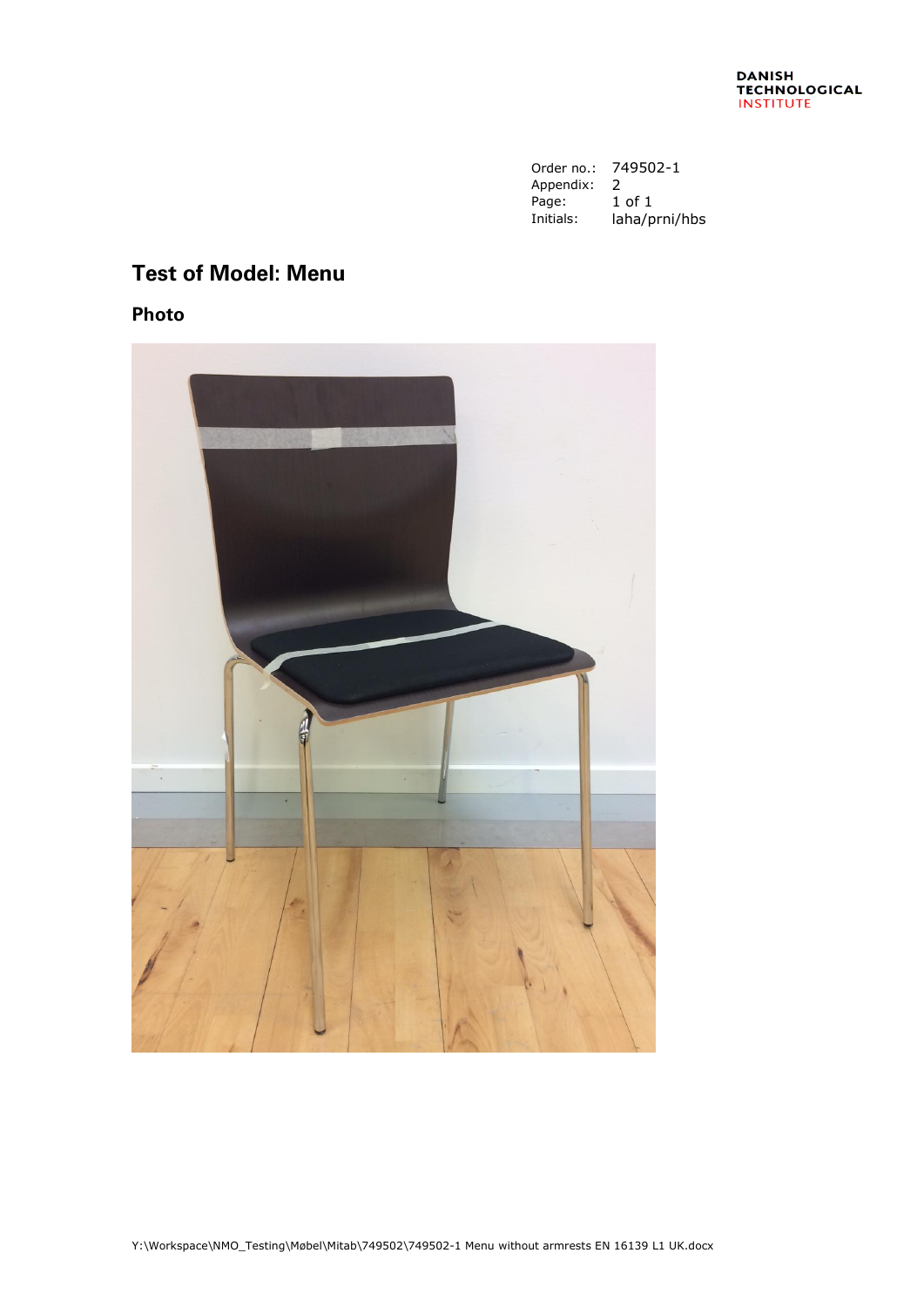Order no.: 749502-1
Appendix: 2
Page: 1 of 1
Initials: laha/prni/hbs

## Test of Model: Menu

### Photo